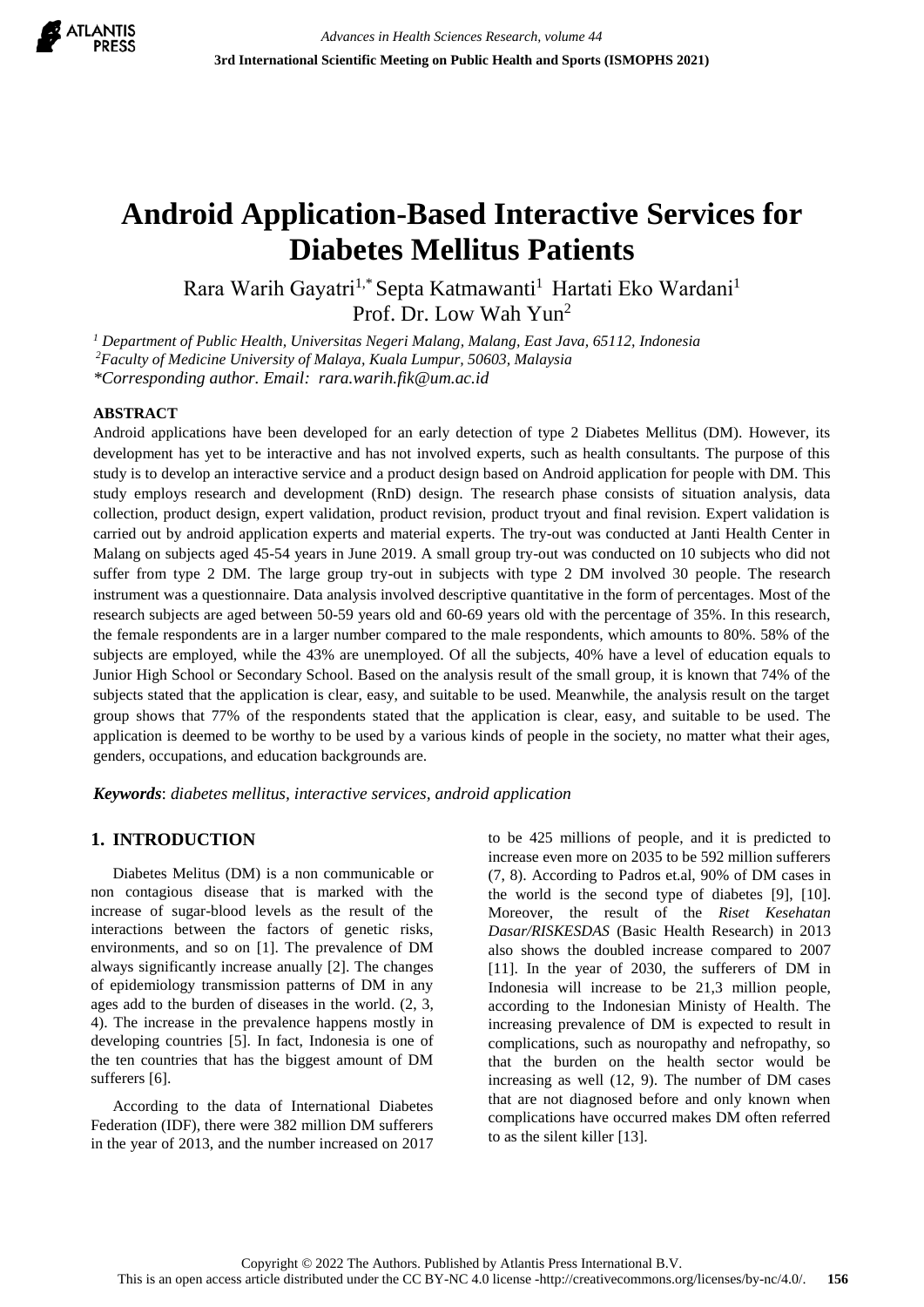# Android Application-Based Interactive Services for Diabetes Mellitus Patients

Rara Warih Gayatri[1,*] Septa Katmawanti[1] Hartati Eko Wardani[1]
Prof. Dr. Low Wah Yun[2]

*[1] Department of Public Health, Universitas Negeri Malang, Malang, East Java, 65112, Indonesia*
*[2]Faculty of Medicine University of Malaya, Kuala Lumpur, 50603, Malaysia*
*\*Corresponding author. Email: rara.warih.fik@um.ac.id*

## ABSTRACT

Android applications have been developed for an early detection of type 2 Diabetes Mellitus (DM). However, its development has yet to be interactive and has not involved experts, such as health consultants. The purpose of this study is to develop an interactive service and a product design based on Android application for people with DM. This study employs research and development (RnD) design. The research phase consists of situation analysis, data collection, product design, expert validation, product revision, product tryout and final revision. Expert validation is carried out by android application experts and material experts. The try-out was conducted at Janti Health Center in Malang on subjects aged 45-54 years in June 2019. A small group try-out was conducted on 10 subjects who did not suffer from type 2 DM. The large group try-out in subjects with type 2 DM involved 30 people. The research instrument was a questionnaire. Data analysis involved descriptive quantitative in the form of percentages. Most of the research subjects are aged between 50-59 years old and 60-69 years old with the percentage of 35%. In this research, the female respondents are in a larger number compared to the male respondents, which amounts to 80%. 58% of the subjects are employed, while the 43% are unemployed. Of all the subjects, 40% have a level of education equals to Junior High School or Secondary School. Based on the analysis result of the small group, it is known that 74% of the subjects stated that the application is clear, easy, and suitable to be used. Meanwhile, the analysis result on the target group shows that 77% of the respondents stated that the application is clear, easy, and suitable to be used. The application is deemed to be worthy to be used by a various kinds of people in the society, no matter what their ages, genders, occupations, and education backgrounds are.

***Keywords***: *diabetes mellitus, interactive services, android application*

## 1. INTRODUCTION

Diabetes Melitus (DM) is a non communicable or non contagious disease that is marked with the increase of sugar-blood levels as the result of the interactions between the factors of genetic risks, environments, and so on [1]. The prevalence of DM always significantly increase anually [2]. The changes of epidemiology transmission patterns of DM in any ages add to the burden of diseases in the world. (2, 3, 4). The increase in the prevalence happens mostly in developing countries [5]. In fact, Indonesia is one of the ten countries that has the biggest amount of DM sufferers [6].

According to the data of International Diabetes Federation (IDF), there were 382 million DM sufferers in the year of 2013, and the number increased on 2017 to be 425 millions of people, and it is predicted to increase even more on 2035 to be 592 million sufferers (7, 8). According to Padros et.al, 90% of DM cases in the world is the second type of diabetes [9], [10]. Moreover, the result of the *Riset Kesehatan Dasar/RISKESDAS* (Basic Health Research) in 2013 also shows the doubled increase compared to 2007 [11]. In the year of 2030, the sufferers of DM in Indonesia will increase to be 21,3 million people, according to the Indonesian Ministy of Health. The increasing prevalence of DM is expected to result in complications, such as nouropathy and nefropathy, so that the burden on the health sector would be increasing as well (12, 9). The number of DM cases that are not diagnosed before and only known when complications have occurred makes DM often referred to as the silent killer [13].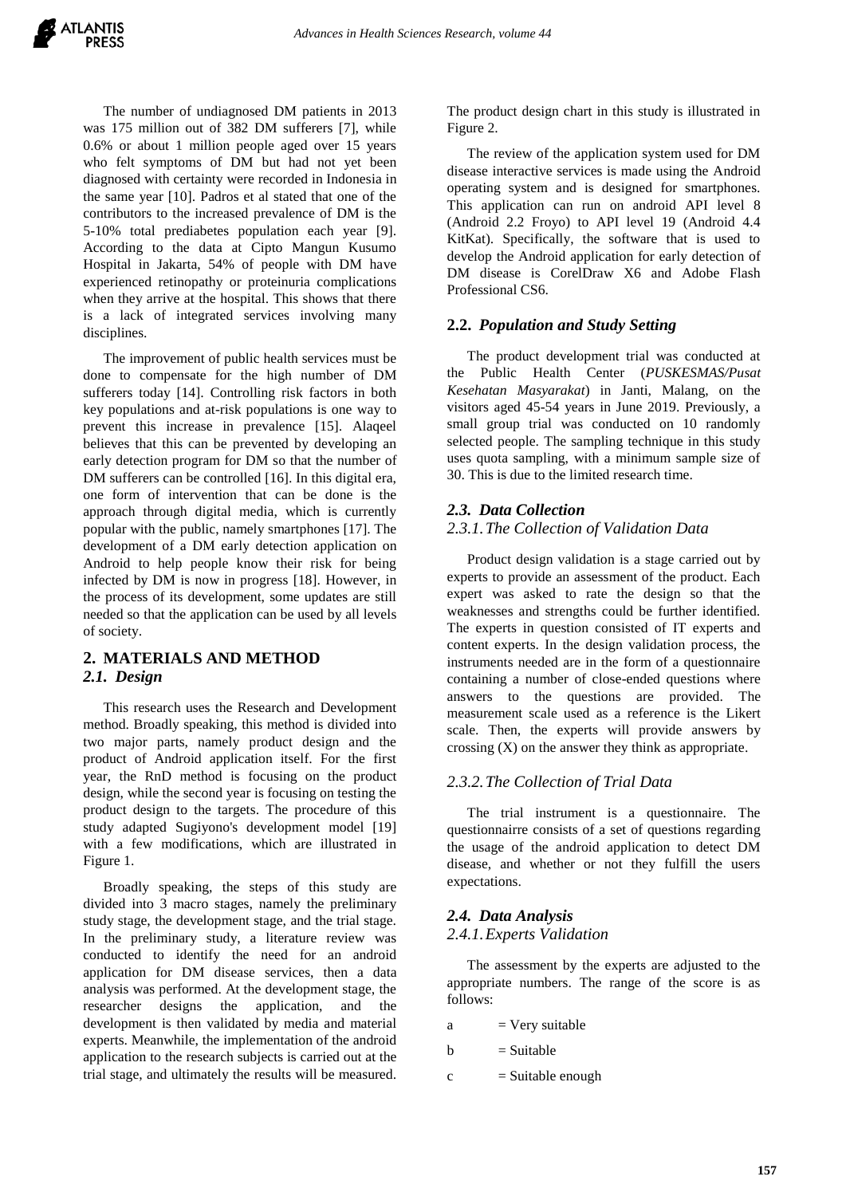The number of undiagnosed DM patients in 2013 was 175 million out of 382 DM sufferers [7], while 0.6% or about 1 million people aged over 15 years who felt symptoms of DM but had not yet been diagnosed with certainty were recorded in Indonesia in the same year [10]. Padros et al stated that one of the contributors to the increased prevalence of DM is the 5-10% total prediabetes population each year [9]. According to the data at Cipto Mangun Kusumo Hospital in Jakarta, 54% of people with DM have experienced retinopathy or proteinuria complications when they arrive at the hospital. This shows that there is a lack of integrated services involving many disciplines.

The improvement of public health services must be done to compensate for the high number of DM sufferers today [14]. Controlling risk factors in both key populations and at-risk populations is one way to prevent this increase in prevalence [15]. Alaqeel believes that this can be prevented by developing an early detection program for DM so that the number of DM sufferers can be controlled [16]. In this digital era, one form of intervention that can be done is the approach through digital media, which is currently popular with the public, namely smartphones [17]. The development of a DM early detection application on Android to help people know their risk for being infected by DM is now in progress [18]. However, in the process of its development, some updates are still needed so that the application can be used by all levels of society.

## 2. MATERIALS AND METHOD

### *2.1. Design*

This research uses the Research and Development method. Broadly speaking, this method is divided into two major parts, namely product design and the product of Android application itself. For the first year, the RnD method is focusing on the product design, while the second year is focusing on testing the product design to the targets. The procedure of this study adapted Sugiyono's development model [19] with a few modifications, which are illustrated in Figure 1.

Broadly speaking, the steps of this study are divided into 3 macro stages, namely the preliminary study stage, the development stage, and the trial stage. In the preliminary study, a literature review was conducted to identify the need for an android application for DM disease services, then a data analysis was performed. At the development stage, the researcher designs the application, and the development is then validated by media and material experts. Meanwhile, the implementation of the android application to the research subjects is carried out at the trial stage, and ultimately the results will be measured. The product design chart in this study is illustrated in Figure 2.

The review of the application system used for DM disease interactive services is made using the Android operating system and is designed for smartphones. This application can run on android API level 8 (Android 2.2 Froyo) to API level 19 (Android 4.4 KitKat). Specifically, the software that is used to develop the Android application for early detection of DM disease is CorelDraw X6 and Adobe Flash Professional CS6.

### 2.2. *Population and Study Setting*

The product development trial was conducted at the Public Health Center (*PUSKESMAS/Pusat Kesehatan Masyarakat*) in Janti, Malang, on the visitors aged 45-54 years in June 2019. Previously, a small group trial was conducted on 10 randomly selected people. The sampling technique in this study uses quota sampling, with a minimum sample size of 30. This is due to the limited research time.

### *2.3. Data Collection*

#### *2.3.1. The Collection of Validation Data*

Product design validation is a stage carried out by experts to provide an assessment of the product. Each expert was asked to rate the design so that the weaknesses and strengths could be further identified. The experts in question consisted of IT experts and content experts. In the design validation process, the instruments needed are in the form of a questionnaire containing a number of close-ended questions where answers to the questions are provided. The measurement scale used as a reference is the Likert scale. Then, the experts will provide answers by crossing (X) on the answer they think as appropriate.

#### *2.3.2. The Collection of Trial Data*

The trial instrument is a questionnaire. The questionnairre consists of a set of questions regarding the usage of the android application to detect DM disease, and whether or not they fulfill the users expectations.

### *2.4. Data Analysis*

#### *2.4.1. Experts Validation*

The assessment by the experts are adjusted to the appropriate numbers. The range of the score is as follows:

a = Very suitable

b = Suitable

c = Suitable enough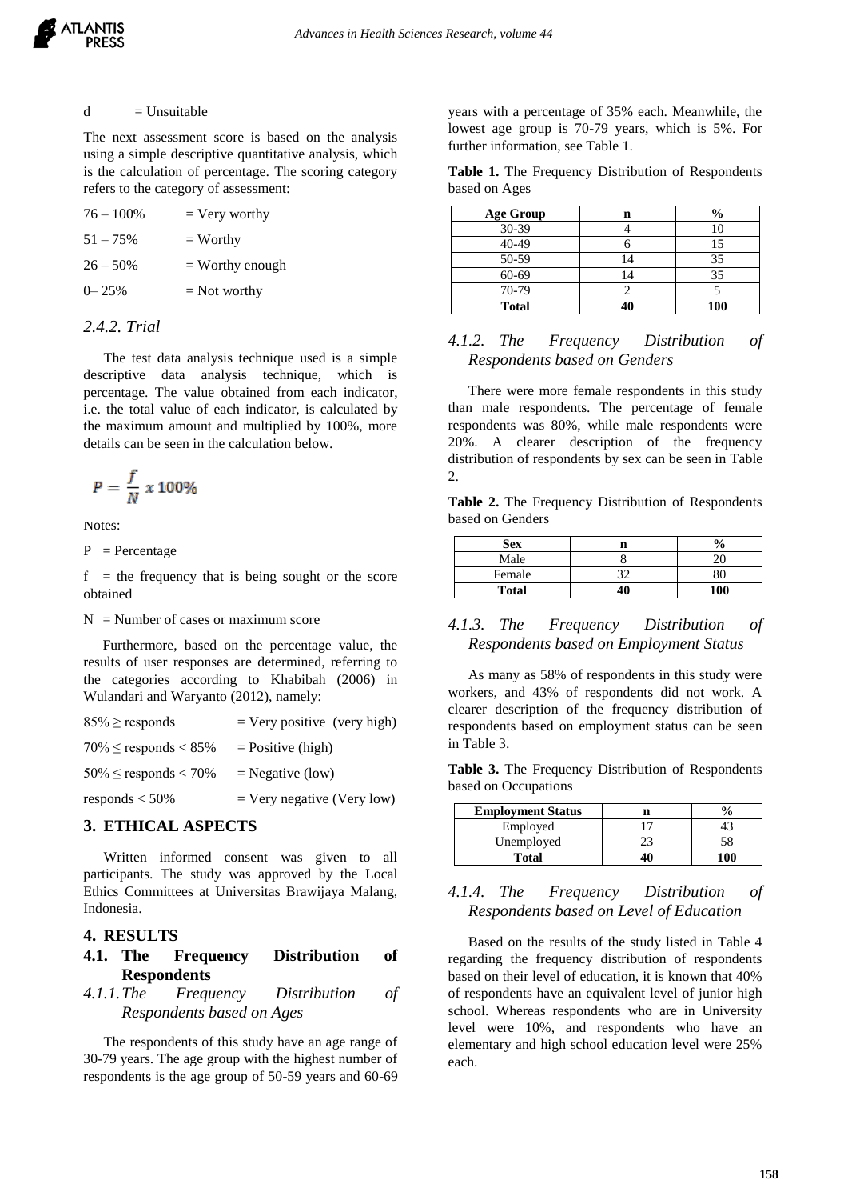d = Unsuitable

The next assessment score is based on the analysis using a simple descriptive quantitative analysis, which is the calculation of percentage. The scoring category refers to the category of assessment:

76 – 100% = Very worthy

51 – 75% = Worthy

26 – 50% = Worthy enough

0– 25% = Not worthy

### *2.4.2. Trial*

The test data analysis technique used is a simple descriptive data analysis technique, which is percentage. The value obtained from each indicator, i.e. the total value of each indicator, is calculated by the maximum amount and multiplied by 100%, more details can be seen in the calculation below.

$$P = \frac{f}{N} x\ 100\%$$

Notes:

P = Percentage

f = the frequency that is being sought or the score obtained

N = Number of cases or maximum score

Furthermore, based on the percentage value, the results of user responses are determined, referring to the categories according to Khabibah (2006) in Wulandari and Waryanto (2012), namely:

85% ≥ responds = Very positive (very high)

70% ≤ responds < 85% = Positive (high)

50% ≤ responds < 70% = Negative (low)

responds < 50% = Very negative (Very low)

## 3. ETHICAL ASPECTS

Written informed consent was given to all participants. The study was approved by the Local Ethics Committees at Universitas Brawijaya Malang, Indonesia.

## 4. RESULTS

### 4.1. The Frequency Distribution of Respondents

#### *4.1.1. The Frequency Distribution of Respondents based on Ages*

The respondents of this study have an age range of 30-79 years. The age group with the highest number of respondents is the age group of 50-59 years and 60-69 years with a percentage of 35% each. Meanwhile, the lowest age group is 70-79 years, which is 5%. For further information, see Table 1.

**Table 1.** The Frequency Distribution of Respondents based on Ages

| Age Group | n | % |
|---|---|---|
| 30-39 | 4 | 10 |
| 40-49 | 6 | 15 |
| 50-59 | 14 | 35 |
| 60-69 | 14 | 35 |
| 70-79 | 2 | 5 |
| **Total** | **40** | **100** |

#### *4.1.2. The Frequency Distribution of Respondents based on Genders*

There were more female respondents in this study than male respondents. The percentage of female respondents was 80%, while male respondents were 20%. A clearer description of the frequency distribution of respondents by sex can be seen in Table 2.

**Table 2.** The Frequency Distribution of Respondents based on Genders

| Sex | n | % |
|---|---|---|
| Male | 8 | 20 |
| Female | 32 | 80 |
| **Total** | **40** | **100** |

#### *4.1.3. The Frequency Distribution of Respondents based on Employment Status*

As many as 58% of respondents in this study were workers, and 43% of respondents did not work. A clearer description of the frequency distribution of respondents based on employment status can be seen in Table 3.

**Table 3.** The Frequency Distribution of Respondents based on Occupations

| Employment Status | n | % |
|---|---|---|
| Employed | 17 | 43 |
| Unemployed | 23 | 58 |
| **Total** | **40** | **100** |

#### *4.1.4. The Frequency Distribution of Respondents based on Level of Education*

Based on the results of the study listed in Table 4 regarding the frequency distribution of respondents based on their level of education, it is known that 40% of respondents have an equivalent level of junior high school. Whereas respondents who are in University level were 10%, and respondents who have an elementary and high school education level were 25% each.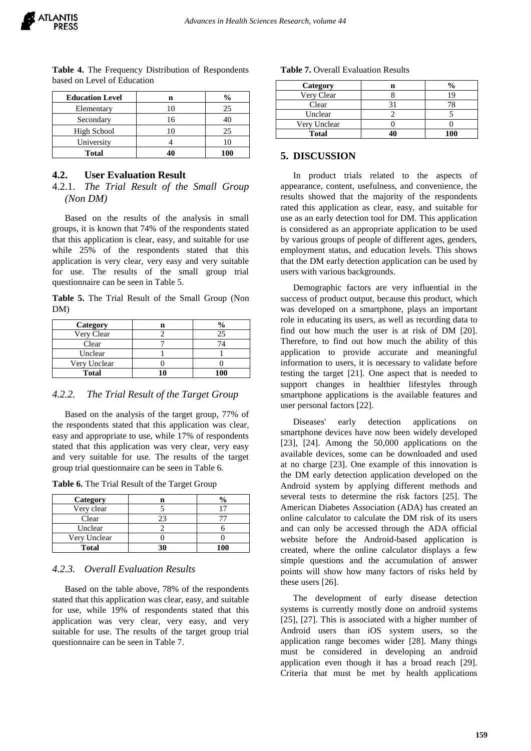**Table 4.** The Frequency Distribution of Respondents based on Level of Education

| Education Level | n | % |
|---|---|---|
| Elementary | 10 | 25 |
| Secondary | 16 | 40 |
| High School | 10 | 25 |
| University | 4 | 10 |
| **Total** | **40** | **100** |

## 4.2. User Evaluation Result

### 4.2.1. *The Trial Result of the Small Group (Non DM)*

Based on the results of the analysis in small groups, it is known that 74% of the respondents stated that this application is clear, easy, and suitable for use while 25% of the respondents stated that this application is very clear, very easy and very suitable for use. The results of the small group trial questionnaire can be seen in Table 5.

**Table 5.** The Trial Result of the Small Group (Non DM)

| Category | n | % |
|---|---|---|
| Very Clear | 2 | 25 |
| Clear | 7 | 74 |
| Unclear | 1 | 1 |
| Very Unclear | 0 | 0 |
| **Total** | **10** | **100** |

### 4.2.2. *The Trial Result of the Target Group*

Based on the analysis of the target group, 77% of the respondents stated that this application was clear, easy and appropriate to use, while 17% of respondents stated that this application was very clear, very easy and very suitable for use. The results of the target group trial questionnaire can be seen in Table 6.

**Table 6.** The Trial Result of the Target Group

| Category | n | % |
|---|---|---|
| Very clear | 5 | 17 |
| Clear | 23 | 77 |
| Unclear | 2 | 6 |
| Very Unclear | 0 | 0 |
| **Total** | **30** | **100** |

### 4.2.3. *Overall Evaluation Results*

Based on the table above, 78% of the respondents stated that this application was clear, easy, and suitable for use, while 19% of respondents stated that this application was very clear, very easy, and very suitable for use. The results of the target group trial questionnaire can be seen in Table 7.

**Table 7.** Overall Evaluation Results

| Category | n | % |
|---|---|---|
| Very Clear | 8 | 19 |
| Clear | 31 | 78 |
| Unclear | 2 | 5 |
| Very Unclear | 0 | 0 |
| **Total** | **40** | **100** |

## 5. DISCUSSION

In product trials related to the aspects of appearance, content, usefulness, and convenience, the results showed that the majority of the respondents rated this application as clear, easy, and suitable for use as an early detection tool for DM. This application is considered as an appropriate application to be used by various groups of people of different ages, genders, employment status, and education levels. This shows that the DM early detection application can be used by users with various backgrounds.

Demographic factors are very influential in the success of product output, because this product, which was developed on a smartphone, plays an important role in educating its users, as well as recording data to find out how much the user is at risk of DM [20]. Therefore, to find out how much the ability of this application to provide accurate and meaningful information to users, it is necessary to validate before testing the target [21]. One aspect that is needed to support changes in healthier lifestyles through smartphone applications is the available features and user personal factors [22].

Diseases' early detection applications on smartphone devices have now been widely developed [23], [24]. Among the 50,000 applications on the available devices, some can be downloaded and used at no charge [23]. One example of this innovation is the DM early detection application developed on the Android system by applying different methods and several tests to determine the risk factors [25]. The American Diabetes Association (ADA) has created an online calculator to calculate the DM risk of its users and can only be accessed through the ADA official website before the Android-based application is created, where the online calculator displays a few simple questions and the accumulation of answer points will show how many factors of risks held by these users [26].

The development of early disease detection systems is currently mostly done on android systems [25], [27]. This is associated with a higher number of Android users than iOS system users, so the application range becomes wider [28]. Many things must be considered in developing an android application even though it has a broad reach [29]. Criteria that must be met by health applications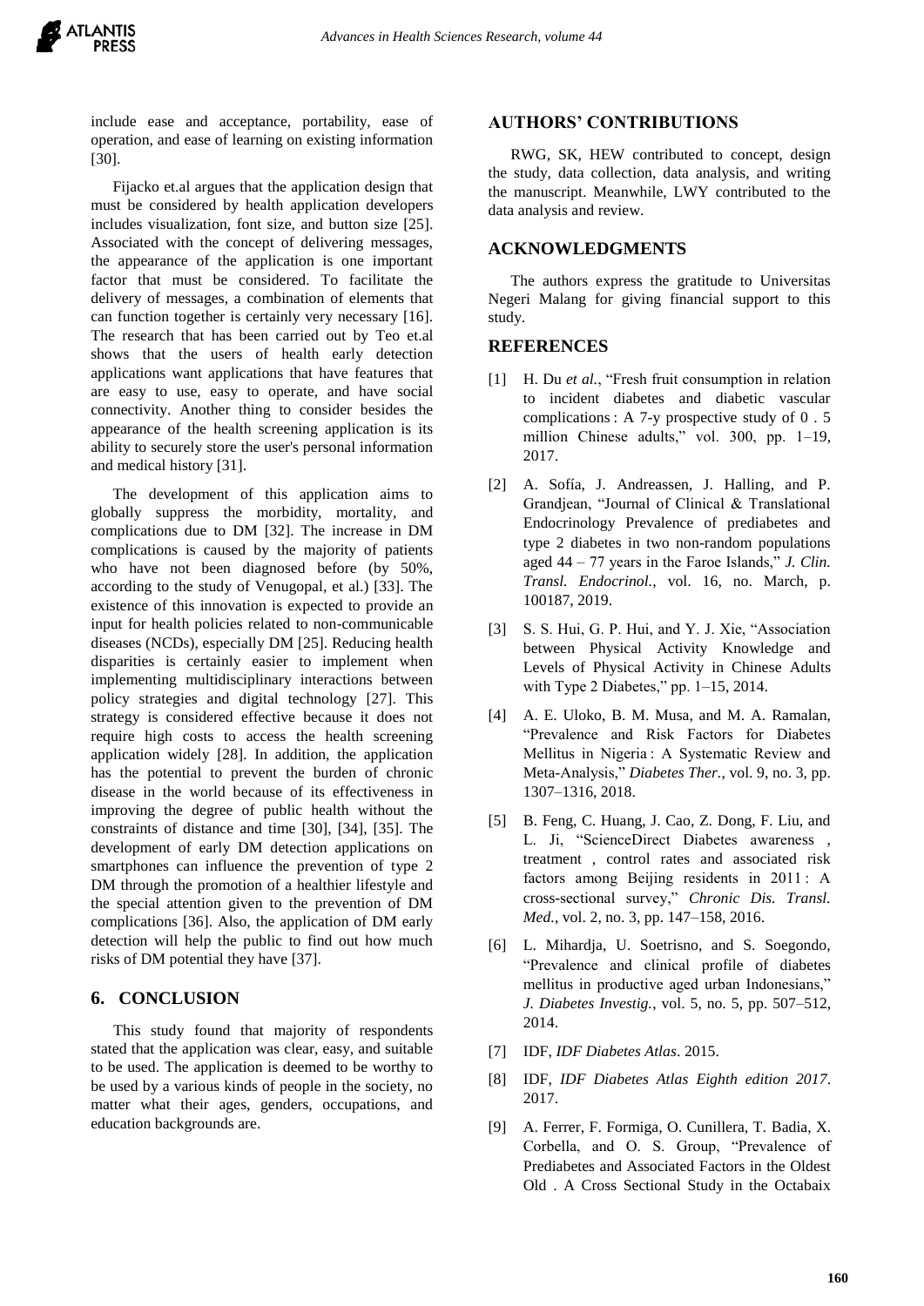include ease and acceptance, portability, ease of operation, and ease of learning on existing information [30].

Fijacko et.al argues that the application design that must be considered by health application developers includes visualization, font size, and button size [25]. Associated with the concept of delivering messages, the appearance of the application is one important factor that must be considered. To facilitate the delivery of messages, a combination of elements that can function together is certainly very necessary [16]. The research that has been carried out by Teo et.al shows that the users of health early detection applications want applications that have features that are easy to use, easy to operate, and have social connectivity. Another thing to consider besides the appearance of the health screening application is its ability to securely store the user's personal information and medical history [31].

The development of this application aims to globally suppress the morbidity, mortality, and complications due to DM [32]. The increase in DM complications is caused by the majority of patients who have not been diagnosed before (by 50%, according to the study of Venugopal, et al.) [33]. The existence of this innovation is expected to provide an input for health policies related to non-communicable diseases (NCDs), especially DM [25]. Reducing health disparities is certainly easier to implement when implementing multidisciplinary interactions between policy strategies and digital technology [27]. This strategy is considered effective because it does not require high costs to access the health screening application widely [28]. In addition, the application has the potential to prevent the burden of chronic disease in the world because of its effectiveness in improving the degree of public health without the constraints of distance and time [30], [34], [35]. The development of early DM detection applications on smartphones can influence the prevention of type 2 DM through the promotion of a healthier lifestyle and the special attention given to the prevention of DM complications [36]. Also, the application of DM early detection will help the public to find out how much risks of DM potential they have [37].

## 6. CONCLUSION

This study found that majority of respondents stated that the application was clear, easy, and suitable to be used. The application is deemed to be worthy to be used by a various kinds of people in the society, no matter what their ages, genders, occupations, and education backgrounds are.

## AUTHORS' CONTRIBUTIONS

RWG, SK, HEW contributed to concept, design the study, data collection, data analysis, and writing the manuscript. Meanwhile, LWY contributed to the data analysis and review.

## ACKNOWLEDGMENTS

The authors express the gratitude to Universitas Negeri Malang for giving financial support to this study.

## REFERENCES

[1] H. Du *et al.*, "Fresh fruit consumption in relation to incident diabetes and diabetic vascular complications : A 7-y prospective study of 0 . 5 million Chinese adults," vol. 300, pp. 1–19, 2017.

[2] A. Sofía, J. Andreassen, J. Halling, and P. Grandjean, "Journal of Clinical & Translational Endocrinology Prevalence of prediabetes and type 2 diabetes in two non-random populations aged 44 – 77 years in the Faroe Islands," *J. Clin. Transl. Endocrinol.*, vol. 16, no. March, p. 100187, 2019.

[3] S. S. Hui, G. P. Hui, and Y. J. Xie, "Association between Physical Activity Knowledge and Levels of Physical Activity in Chinese Adults with Type 2 Diabetes," pp. 1–15, 2014.

[4] A. E. Uloko, B. M. Musa, and M. A. Ramalan, "Prevalence and Risk Factors for Diabetes Mellitus in Nigeria : A Systematic Review and Meta-Analysis," *Diabetes Ther.*, vol. 9, no. 3, pp. 1307–1316, 2018.

[5] B. Feng, C. Huang, J. Cao, Z. Dong, F. Liu, and L. Ji, "ScienceDirect Diabetes awareness , treatment , control rates and associated risk factors among Beijing residents in 2011 : A cross-sectional survey," *Chronic Dis. Transl. Med.*, vol. 2, no. 3, pp. 147–158, 2016.

[6] L. Mihardja, U. Soetrisno, and S. Soegondo, "Prevalence and clinical profile of diabetes mellitus in productive aged urban Indonesians," *J. Diabetes Investig.*, vol. 5, no. 5, pp. 507–512, 2014.

[7] IDF, *IDF Diabetes Atlas*. 2015.

[8] IDF, *IDF Diabetes Atlas Eighth edition 2017*. 2017.

[9] A. Ferrer, F. Formiga, O. Cunillera, T. Badia, X. Corbella, and O. S. Group, "Prevalence of Prediabetes and Associated Factors in the Oldest Old . A Cross Sectional Study in the Octabaix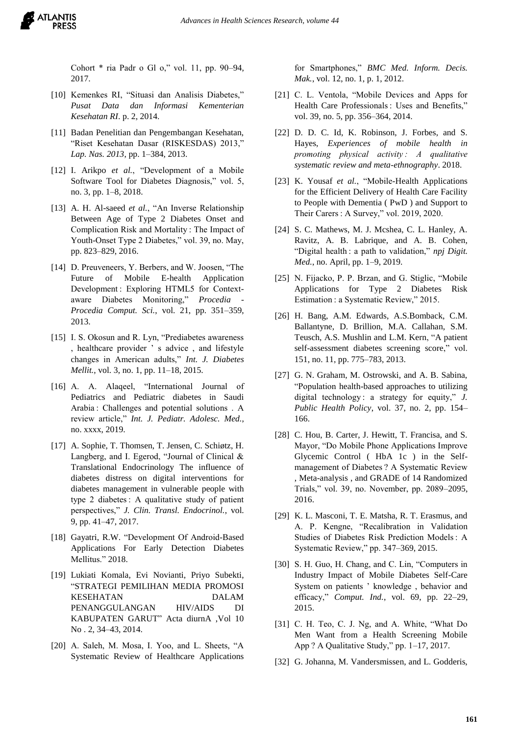Cohort * ria Padr o Gl o," vol. 11, pp. 90–94, 2017.

[10] Kemenkes RI, "Situasi dan Analisis Diabetes," *Pusat Data dan Informasi Kementerian Kesehatan RI*. p. 2, 2014.

[11] Badan Penelitian dan Pengembangan Kesehatan, "Riset Kesehatan Dasar (RISKESDAS) 2013," *Lap. Nas. 2013*, pp. 1–384, 2013.

[12] I. Arikpo *et al.*, "Development of a Mobile Software Tool for Diabetes Diagnosis," vol. 5, no. 3, pp. 1–8, 2018.

[13] A. H. Al-saeed *et al.*, "An Inverse Relationship Between Age of Type 2 Diabetes Onset and Complication Risk and Mortality : The Impact of Youth-Onset Type 2 Diabetes," vol. 39, no. May, pp. 823–829, 2016.

[14] D. Preuveneers, Y. Berbers, and W. Joosen, "The Future of Mobile E-health Application Development : Exploring HTML5 for Context-aware Diabetes Monitoring," *Procedia - Procedia Comput. Sci.*, vol. 21, pp. 351–359, 2013.

[15] I. S. Okosun and R. Lyn, "Prediabetes awareness , healthcare provider ' s advice , and lifestyle changes in American adults," *Int. J. Diabetes Mellit.*, vol. 3, no. 1, pp. 11–18, 2015.

[16] A. A. Alaqeel, "International Journal of Pediatrics and Pediatric diabetes in Saudi Arabia : Challenges and potential solutions . A review article," *Int. J. Pediatr. Adolesc. Med.*, no. xxxx, 2019.

[17] A. Sophie, T. Thomsen, T. Jensen, C. Schiøtz, H. Langberg, and I. Egerod, "Journal of Clinical & Translational Endocrinology The influence of diabetes distress on digital interventions for diabetes management in vulnerable people with type 2 diabetes : A qualitative study of patient perspectives," *J. Clin. Transl. Endocrinol.*, vol. 9, pp. 41–47, 2017.

[18] Gayatri, R.W. "Development Of Android-Based Applications For Early Detection Diabetes Mellitus." 2018.

[19] Lukiati Komala, Evi Novianti, Priyo Subekti, "STRATEGI PEMILIHAN MEDIA PROMOSI KESEHATAN DALAM PENANGGULANGAN HIV/AIDS DI KABUPATEN GARUT" Acta diurnA ,Vol 10 No . 2, 34–43, 2014.

[20] A. Saleh, M. Mosa, I. Yoo, and L. Sheets, "A Systematic Review of Healthcare Applications for Smartphones," *BMC Med. Inform. Decis. Mak.*, vol. 12, no. 1, p. 1, 2012.

[21] C. L. Ventola, "Mobile Devices and Apps for Health Care Professionals : Uses and Benefits," vol. 39, no. 5, pp. 356–364, 2014.

[22] D. D. C. Id, K. Robinson, J. Forbes, and S. Hayes, *Experiences of mobile health in promoting physical activity : A qualitative systematic review and meta-ethnography*. 2018.

[23] K. Yousaf *et al.*, "Mobile-Health Applications for the Efficient Delivery of Health Care Facility to People with Dementia ( PwD ) and Support to Their Carers : A Survey," vol. 2019, 2020.

[24] S. C. Mathews, M. J. Mcshea, C. L. Hanley, A. Ravitz, A. B. Labrique, and A. B. Cohen, "Digital health : a path to validation," *npj Digit. Med.*, no. April, pp. 1–9, 2019.

[25] N. Fijacko, P. P. Brzan, and G. Stiglic, "Mobile Applications for Type 2 Diabetes Risk Estimation : a Systematic Review," 2015.

[26] H. Bang, A.M. Edwards, A.S.Bomback, C.M. Ballantyne, D. Brillion, M.A. Callahan, S.M. Teusch, A.S. Mushlin and L.M. Kern, "A patient self-assessment diabetes screening score," vol. 151, no. 11, pp. 775–783, 2013.

[27] G. N. Graham, M. Ostrowski, and A. B. Sabina, "Population health-based approaches to utilizing digital technology : a strategy for equity," *J. Public Health Policy*, vol. 37, no. 2, pp. 154–166.

[28] C. Hou, B. Carter, J. Hewitt, T. Francisa, and S. Mayor, "Do Mobile Phone Applications Improve Glycemic Control ( HbA 1c ) in the Self-management of Diabetes ? A Systematic Review , Meta-analysis , and GRADE of 14 Randomized Trials," vol. 39, no. November, pp. 2089–2095, 2016.

[29] K. L. Masconi, T. E. Matsha, R. T. Erasmus, and A. P. Kengne, "Recalibration in Validation Studies of Diabetes Risk Prediction Models : A Systematic Review," pp. 347–369, 2015.

[30] S. H. Guo, H. Chang, and C. Lin, "Computers in Industry Impact of Mobile Diabetes Self-Care System on patients ' knowledge , behavior and efficacy," *Comput. Ind.*, vol. 69, pp. 22–29, 2015.

[31] C. H. Teo, C. J. Ng, and A. White, "What Do Men Want from a Health Screening Mobile App ? A Qualitative Study," pp. 1–17, 2017.

[32] G. Johanna, M. Vandersmissen, and L. Godderis,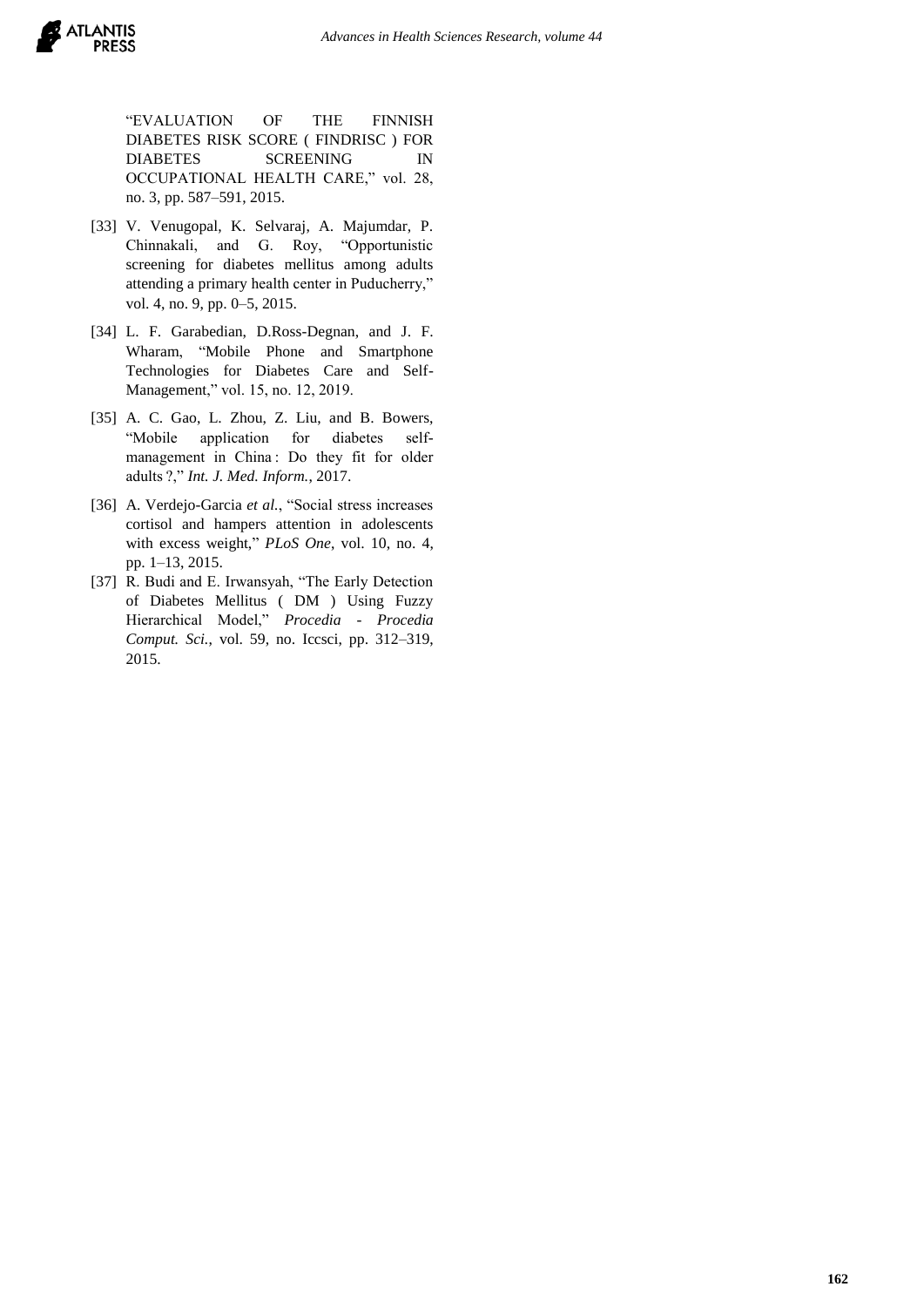"EVALUATION OF THE FINNISH DIABETES RISK SCORE ( FINDRISC ) FOR DIABETES SCREENING IN OCCUPATIONAL HEALTH CARE," vol. 28, no. 3, pp. 587–591, 2015.

[33] V. Venugopal, K. Selvaraj, A. Majumdar, P. Chinnakali, and G. Roy, "Opportunistic screening for diabetes mellitus among adults attending a primary health center in Puducherry," vol. 4, no. 9, pp. 0–5, 2015.

[34] L. F. Garabedian, D.Ross-Degnan, and J. F. Wharam, "Mobile Phone and Smartphone Technologies for Diabetes Care and Self-Management," vol. 15, no. 12, 2019.

[35] A. C. Gao, L. Zhou, Z. Liu, and B. Bowers, "Mobile application for diabetes self-management in China : Do they fit for older adults ?," *Int. J. Med. Inform.*, 2017.

[36] A. Verdejo-Garcia *et al.*, "Social stress increases cortisol and hampers attention in adolescents with excess weight," *PLoS One*, vol. 10, no. 4, pp. 1–13, 2015.

[37] R. Budi and E. Irwansyah, "The Early Detection of Diabetes Mellitus ( DM ) Using Fuzzy Hierarchical Model," *Procedia - Procedia Comput. Sci.*, vol. 59, no. Iccsci, pp. 312–319, 2015.